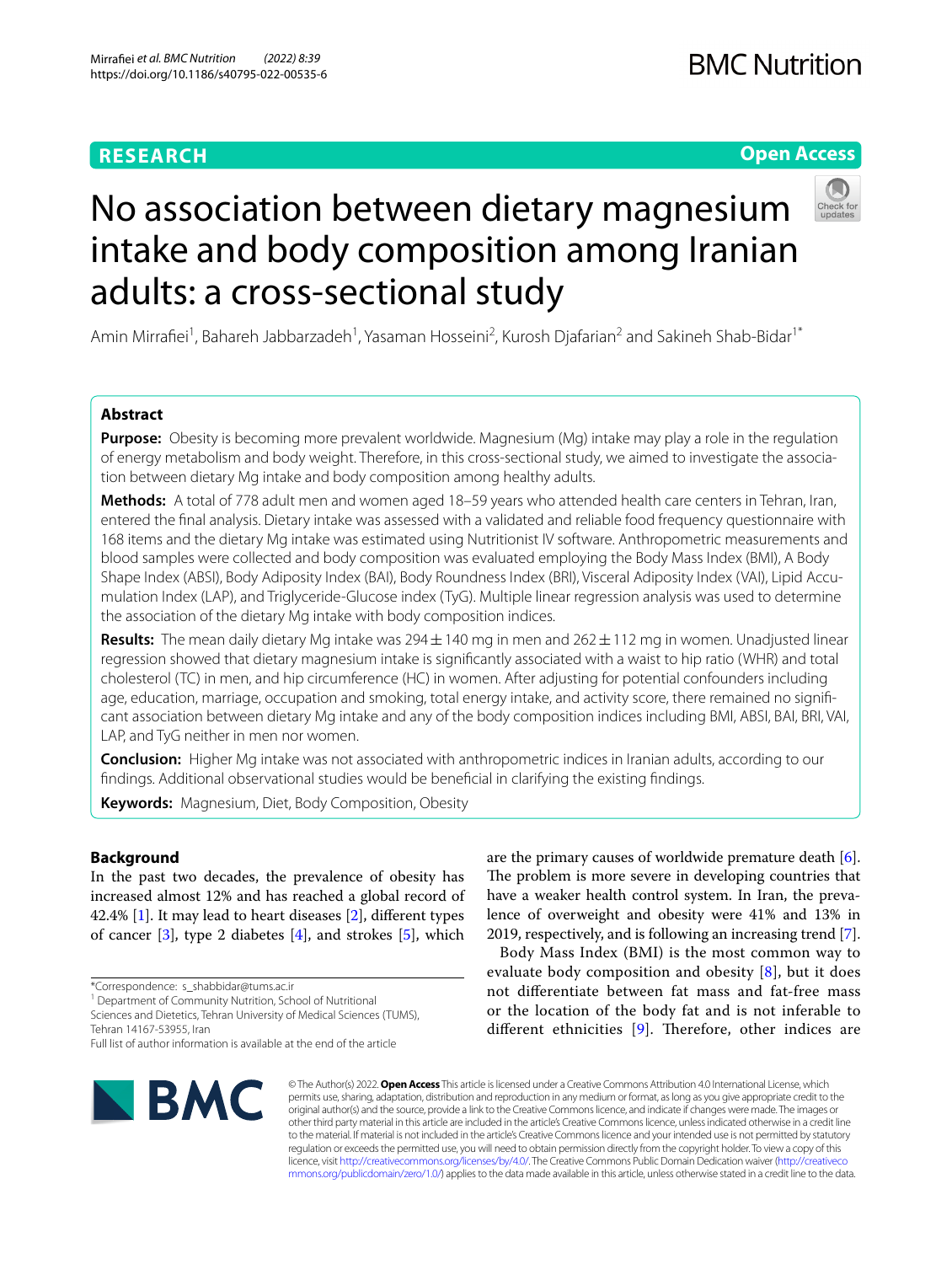RESEARCH

Open Access

# No association between dietary magnesium intake and body composition among Iranian adults: a cross-sectional study

Amin Mirrafiei[1], Bahareh Jabbarzadeh[1], Yasaman Hosseini[2], Kurosh Djafarian[2] and Sakineh Shab-Bidar[1*]

## Abstract

**Purpose:** Obesity is becoming more prevalent worldwide. Magnesium (Mg) intake may play a role in the regulation of energy metabolism and body weight. Therefore, in this cross-sectional study, we aimed to investigate the association between dietary Mg intake and body composition among healthy adults.

**Methods:** A total of 778 adult men and women aged 18–59 years who attended health care centers in Tehran, Iran, entered the final analysis. Dietary intake was assessed with a validated and reliable food frequency questionnaire with 168 items and the dietary Mg intake was estimated using Nutritionist IV software. Anthropometric measurements and blood samples were collected and body composition was evaluated employing the Body Mass Index (BMI), A Body Shape Index (ABSI), Body Adiposity Index (BAI), Body Roundness Index (BRI), Visceral Adiposity Index (VAI), Lipid Accumulation Index (LAP), and Triglyceride-Glucose index (TyG). Multiple linear regression analysis was used to determine the association of the dietary Mg intake with body composition indices.

**Results:** The mean daily dietary Mg intake was 294 ± 140 mg in men and 262 ± 112 mg in women. Unadjusted linear regression showed that dietary magnesium intake is significantly associated with a waist to hip ratio (WHR) and total cholesterol (TC) in men, and hip circumference (HC) in women. After adjusting for potential confounders including age, education, marriage, occupation and smoking, total energy intake, and activity score, there remained no significant association between dietary Mg intake and any of the body composition indices including BMI, ABSI, BAI, BRI, VAI, LAP, and TyG neither in men nor women.

**Conclusion:** Higher Mg intake was not associated with anthropometric indices in Iranian adults, according to our findings. Additional observational studies would be beneficial in clarifying the existing findings.

**Keywords:** Magnesium, Diet, Body Composition, Obesity

## Background

In the past two decades, the prevalence of obesity has increased almost 12% and has reached a global record of 42.4% [1]. It may lead to heart diseases [2], different types of cancer [3], type 2 diabetes [4], and strokes [5], which are the primary causes of worldwide premature death [6]. The problem is more severe in developing countries that have a weaker health control system. In Iran, the prevalence of overweight and obesity were 41% and 13% in 2019, respectively, and is following an increasing trend [7].

Body Mass Index (BMI) is the most common way to evaluate body composition and obesity [8], but it does not differentiate between fat mass and fat-free mass or the location of the body fat and is not inferable to different ethnicities [9]. Therefore, other indices are

*Correspondence: s_shabbidar@tums.ac.ir

[1] Department of Community Nutrition, School of Nutritional Sciences and Dietetics, Tehran University of Medical Sciences (TUMS), Tehran 14167-53955, Iran

Full list of author information is available at the end of the article

© The Author(s) 2022. **Open Access** This article is licensed under a Creative Commons Attribution 4.0 International License, which permits use, sharing, adaptation, distribution and reproduction in any medium or format, as long as you give appropriate credit to the original author(s) and the source, provide a link to the Creative Commons licence, and indicate if changes were made. The images or other third party material in this article are included in the article's Creative Commons licence, unless indicated otherwise in a credit line to the material. If material is not included in the article's Creative Commons licence and your intended use is not permitted by statutory regulation or exceeds the permitted use, you will need to obtain permission directly from the copyright holder. To view a copy of this licence, visit http://creativecommons.org/licenses/by/4.0/. The Creative Commons Public Domain Dedication waiver (http://creativecommons.org/publicdomain/zero/1.0/) applies to the data made available in this article, unless otherwise stated in a credit line to the data.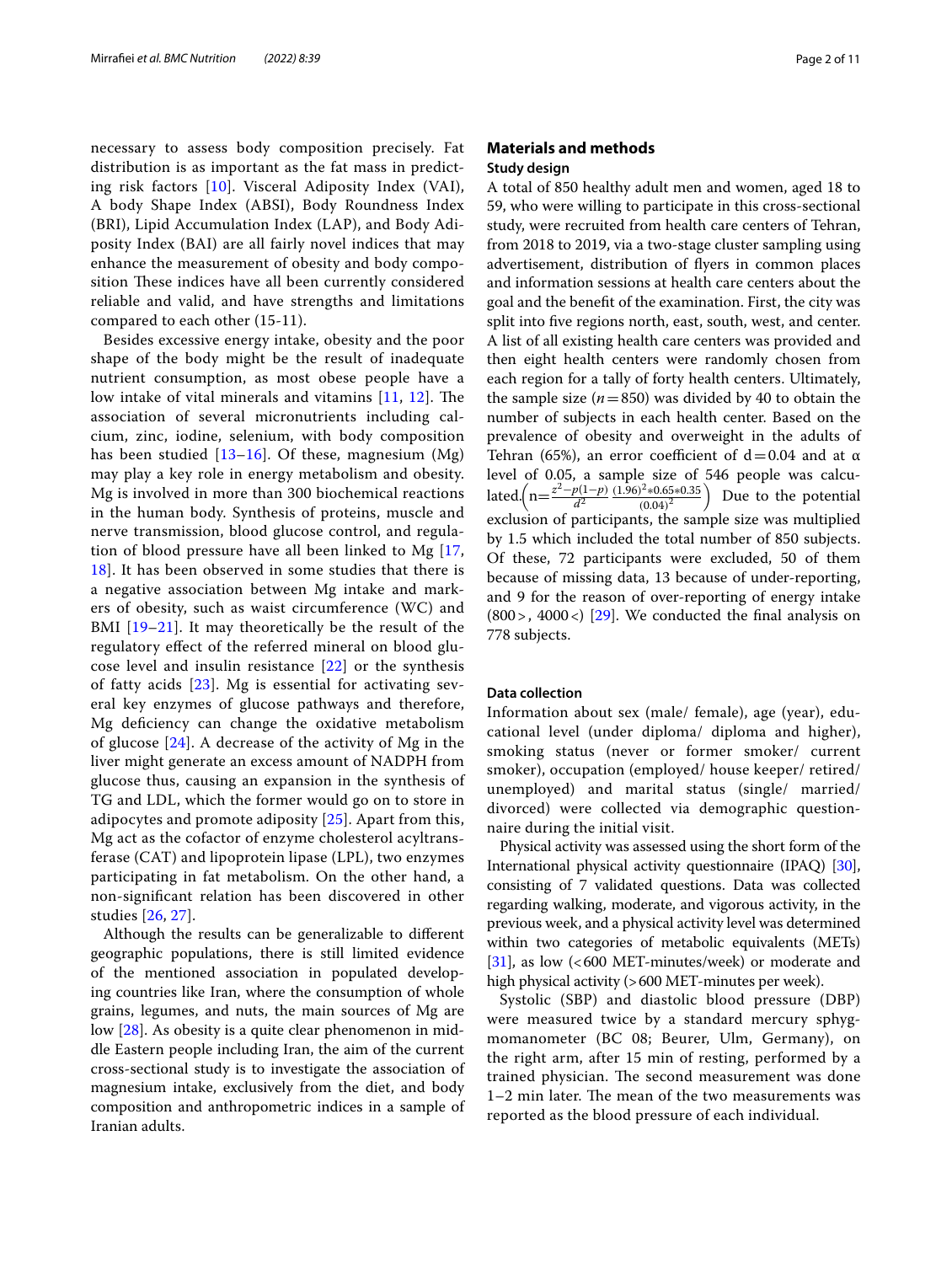necessary to assess body composition precisely. Fat distribution is as important as the fat mass in predicting risk factors [10]. Visceral Adiposity Index (VAI), A body Shape Index (ABSI), Body Roundness Index (BRI), Lipid Accumulation Index (LAP), and Body Adiposity Index (BAI) are all fairly novel indices that may enhance the measurement of obesity and body composition These indices have all been currently considered reliable and valid, and have strengths and limitations compared to each other (15-11).

Besides excessive energy intake, obesity and the poor shape of the body might be the result of inadequate nutrient consumption, as most obese people have a low intake of vital minerals and vitamins [11, 12]. The association of several micronutrients including calcium, zinc, iodine, selenium, with body composition has been studied [13–16]. Of these, magnesium (Mg) may play a key role in energy metabolism and obesity. Mg is involved in more than 300 biochemical reactions in the human body. Synthesis of proteins, muscle and nerve transmission, blood glucose control, and regulation of blood pressure have all been linked to Mg [17, 18]. It has been observed in some studies that there is a negative association between Mg intake and markers of obesity, such as waist circumference (WC) and BMI [19–21]. It may theoretically be the result of the regulatory effect of the referred mineral on blood glucose level and insulin resistance [22] or the synthesis of fatty acids [23]. Mg is essential for activating several key enzymes of glucose pathways and therefore, Mg deficiency can change the oxidative metabolism of glucose [24]. A decrease of the activity of Mg in the liver might generate an excess amount of NADPH from glucose thus, causing an expansion in the synthesis of TG and LDL, which the former would go on to store in adipocytes and promote adiposity [25]. Apart from this, Mg act as the cofactor of enzyme cholesterol acyltransferase (CAT) and lipoprotein lipase (LPL), two enzymes participating in fat metabolism. On the other hand, a non-significant relation has been discovered in other studies [26, 27].

Although the results can be generalizable to different geographic populations, there is still limited evidence of the mentioned association in populated developing countries like Iran, where the consumption of whole grains, legumes, and nuts, the main sources of Mg are low [28]. As obesity is a quite clear phenomenon in middle Eastern people including Iran, the aim of the current cross-sectional study is to investigate the association of magnesium intake, exclusively from the diet, and body composition and anthropometric indices in a sample of Iranian adults.

## Materials and methods

### Study design

A total of 850 healthy adult men and women, aged 18 to 59, who were willing to participate in this cross-sectional study, were recruited from health care centers of Tehran, from 2018 to 2019, via a two-stage cluster sampling using advertisement, distribution of flyers in common places and information sessions at health care centers about the goal and the benefit of the examination. First, the city was split into five regions north, east, south, west, and center. A list of all existing health care centers was provided and then eight health centers were randomly chosen from each region for a tally of forty health centers. Ultimately, the sample size ($n=850$) was divided by 40 to obtain the number of subjects in each health center. Based on the prevalence of obesity and overweight in the adults of Tehran (65%), an error coefficient of $d=0.04$ and at $\alpha$ level of 0.05, a sample size of 546 people was calculated. $\left(n=\frac{z^2-p(1-p)}{d^2}\frac{(1.96)^2*0.65*0.35}{(0.04)^2}\right)$ Due to the potential exclusion of participants, the sample size was multiplied by 1.5 which included the total number of 850 subjects. Of these, 72 participants were excluded, 50 of them because of missing data, 13 because of under-reporting, and 9 for the reason of over-reporting of energy intake (800>, 4000<) [29]. We conducted the final analysis on 778 subjects.

### Data collection

Information about sex (male/ female), age (year), educational level (under diploma/ diploma and higher), smoking status (never or former smoker/ current smoker), occupation (employed/ house keeper/ retired/ unemployed) and marital status (single/ married/ divorced) were collected via demographic questionnaire during the initial visit.

Physical activity was assessed using the short form of the International physical activity questionnaire (IPAQ) [30], consisting of 7 validated questions. Data was collected regarding walking, moderate, and vigorous activity, in the previous week, and a physical activity level was determined within two categories of metabolic equivalents (METs) [31], as low (<600 MET-minutes/week) or moderate and high physical activity (>600 MET-minutes per week).

Systolic (SBP) and diastolic blood pressure (DBP) were measured twice by a standard mercury sphygmomanometer (BC 08; Beurer, Ulm, Germany), on the right arm, after 15 min of resting, performed by a trained physician. The second measurement was done 1–2 min later. The mean of the two measurements was reported as the blood pressure of each individual.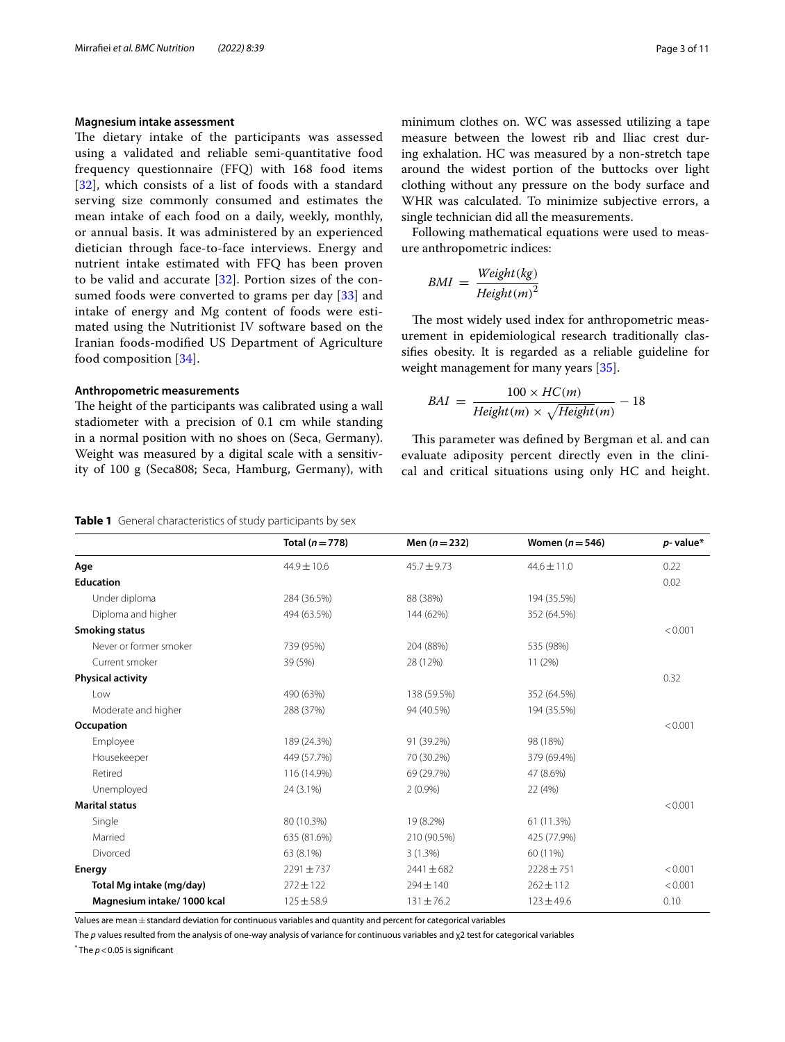### Magnesium intake assessment

The dietary intake of the participants was assessed using a validated and reliable semi-quantitative food frequency questionnaire (FFQ) with 168 food items [32], which consists of a list of foods with a standard serving size commonly consumed and estimates the mean intake of each food on a daily, weekly, monthly, or annual basis. It was administered by an experienced dietician through face-to-face interviews. Energy and nutrient intake estimated with FFQ has been proven to be valid and accurate [32]. Portion sizes of the consumed foods were converted to grams per day [33] and intake of energy and Mg content of foods were estimated using the Nutritionist IV software based on the Iranian foods-modified US Department of Agriculture food composition [34].

### Anthropometric measurements

The height of the participants was calibrated using a wall stadiometer with a precision of 0.1 cm while standing in a normal position with no shoes on (Seca, Germany). Weight was measured by a digital scale with a sensitivity of 100 g (Seca808; Seca, Hamburg, Germany), with minimum clothes on. WC was assessed utilizing a tape measure between the lowest rib and Iliac crest during exhalation. HC was measured by a non-stretch tape around the widest portion of the buttocks over light clothing without any pressure on the body surface and WHR was calculated. To minimize subjective errors, a single technician did all the measurements.

Following mathematical equations were used to measure anthropometric indices:

$$BMI = \frac{Weight(kg)}{Height(m)^2}$$

The most widely used index for anthropometric measurement in epidemiological research traditionally classifies obesity. It is regarded as a reliable guideline for weight management for many years [35].

$$BAI = \frac{100 \times HC(m)}{Height(m) \times \sqrt{Height(m)}} - 18$$

This parameter was defined by Bergman et al. and can evaluate adiposity percent directly even in the clinical and critical situations using only HC and height.

**Table 1** General characteristics of study participants by sex

| | Total ($n = 778$) | Men ($n = 232$) | Women ($n = 546$) | *p*- value* |
|---|---|---|---|---|
| **Age** | 44.9 ± 10.6 | 45.7 ± 9.73 | 44.6 ± 11.0 | 0.22 |
| **Education** | | | | 0.02 |
| Under diploma | 284 (36.5%) | 88 (38%) | 194 (35.5%) | |
| Diploma and higher | 494 (63.5%) | 144 (62%) | 352 (64.5%) | |
| **Smoking status** | | | | < 0.001 |
| Never or former smoker | 739 (95%) | 204 (88%) | 535 (98%) | |
| Current smoker | 39 (5%) | 28 (12%) | 11 (2%) | |
| **Physical activity** | | | | 0.32 |
| Low | 490 (63%) | 138 (59.5%) | 352 (64.5%) | |
| Moderate and higher | 288 (37%) | 94 (40.5%) | 194 (35.5%) | |
| **Occupation** | | | | < 0.001 |
| Employee | 189 (24.3%) | 91 (39.2%) | 98 (18%) | |
| Housekeeper | 449 (57.7%) | 70 (30.2%) | 379 (69.4%) | |
| Retired | 116 (14.9%) | 69 (29.7%) | 47 (8.6%) | |
| Unemployed | 24 (3.1%) | 2 (0.9%) | 22 (4%) | |
| **Marital status** | | | | < 0.001 |
| Single | 80 (10.3%) | 19 (8.2%) | 61 (11.3%) | |
| Married | 635 (81.6%) | 210 (90.5%) | 425 (77.9%) | |
| Divorced | 63 (8.1%) | 3 (1.3%) | 60 (11%) | |
| **Energy** | 2291 ± 737 | 2441 ± 682 | 2228 ± 751 | < 0.001 |
| **Total Mg intake (mg/day)** | 272 ± 122 | 294 ± 140 | 262 ± 112 | < 0.001 |
| **Magnesium intake/ 1000 kcal** | 125 ± 58.9 | 131 ± 76.2 | 123 ± 49.6 | 0.10 |

Values are mean ± standard deviation for continuous variables and quantity and percent for categorical variables

The *p* values resulted from the analysis of one-way analysis of variance for continuous variables and χ2 test for categorical variables

* The $p < 0.05$ is significant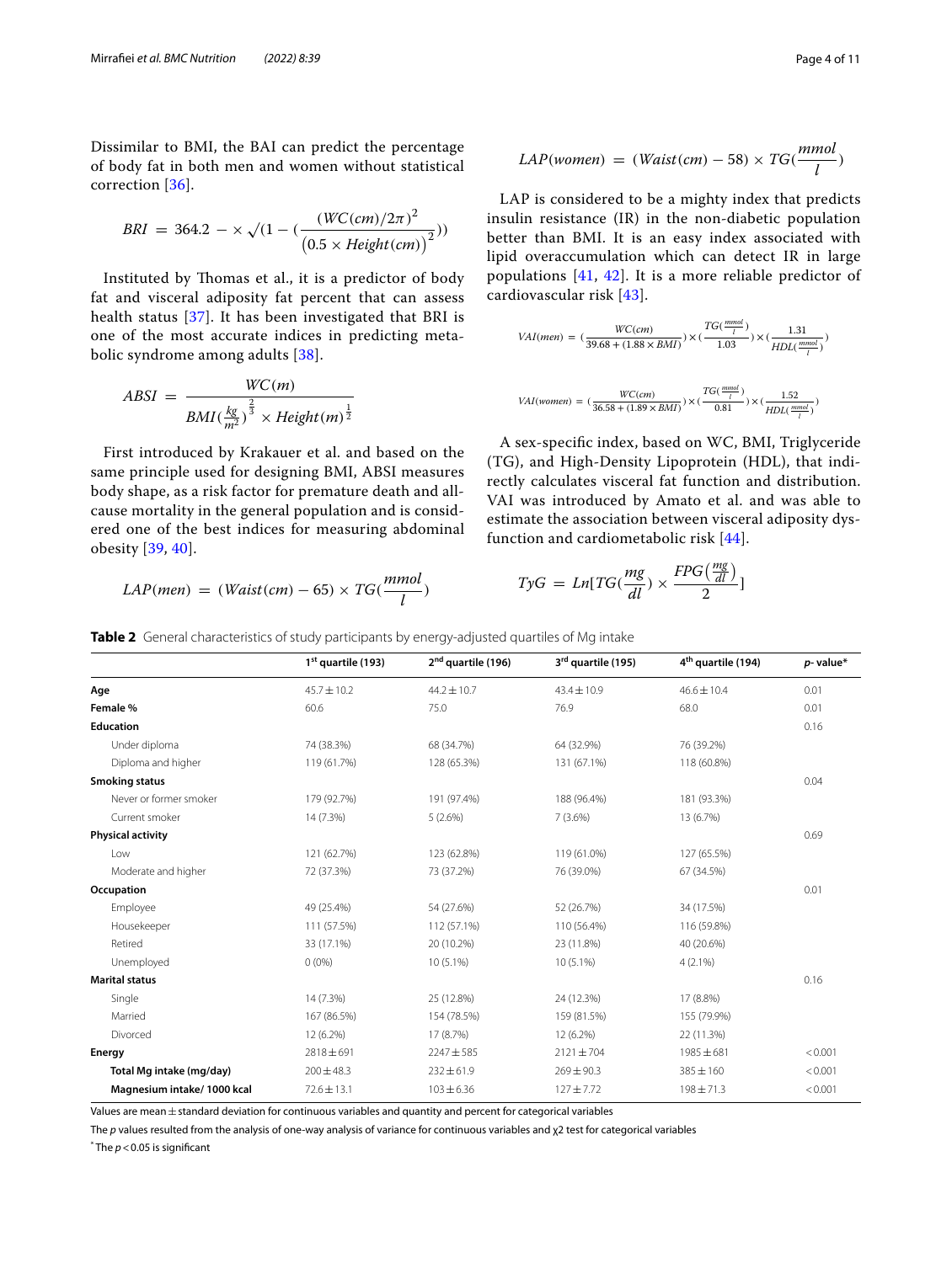Dissimilar to BMI, the BAI can predict the percentage of body fat in both men and women without statistical correction [36].

$$BRI = 364.2 - \times \sqrt{(1 - (\frac{(WC(cm)/2\pi)^2}{(0.5 \times Height(cm))^2}))}$$

Instituted by Thomas et al., it is a predictor of body fat and visceral adiposity fat percent that can assess health status [37]. It has been investigated that BRI is one of the most accurate indices in predicting metabolic syndrome among adults [38].

$$ABSI = \frac{WC(m)}{BMI(\frac{kg}{m^2})^{\frac{2}{3}} \times Height(m)^{\frac{1}{2}}}$$

First introduced by Krakauer et al. and based on the same principle used for designing BMI, ABSI measures body shape, as a risk factor for premature death and all-cause mortality in the general population and is considered one of the best indices for measuring abdominal obesity [39, 40].

$$LAP(men) = (Waist(cm) - 65) \times TG(\frac{mmol}{l})$$

$$LAP(women) = (Waist(cm) - 58) \times TG(\frac{mmol}{l})$$

LAP is considered to be a mighty index that predicts insulin resistance (IR) in the non-diabetic population better than BMI. It is an easy index associated with lipid overaccumulation which can detect IR in large populations [41, 42]. It is a more reliable predictor of cardiovascular risk [43].

$$VAI(men) = (\frac{WC(cm)}{39.68 + (1.88 \times BMI)}) \times (\frac{TG(\frac{mmol}{l})}{1.03}) \times (\frac{1.31}{HDL(\frac{mmol}{l})})$$

$$VAI(women) = (\frac{WC(cm)}{36.58 + (1.89 \times BMI)}) \times (\frac{TG(\frac{mmol}{l})}{0.81}) \times (\frac{1.52}{HDL(\frac{mmol}{l})})$$

A sex-specific index, based on WC, BMI, Triglyceride (TG), and High-Density Lipoprotein (HDL), that indirectly calculates visceral fat function and distribution. VAI was introduced by Amato et al. and was able to estimate the association between visceral adiposity dysfunction and cardiometabolic risk [44].

$$TyG = Ln[TG(\frac{mg}{dl}) \times \frac{FPG(\frac{mg}{dl})}{2}]$$

**Table 2** General characteristics of study participants by energy-adjusted quartiles of Mg intake

| | 1st quartile (193) | 2nd quartile (196) | 3rd quartile (195) | 4th quartile (194) | p-value* |
|---|---|---|---|---|---|
| **Age** | 45.7 ± 10.2 | 44.2 ± 10.7 | 43.4 ± 10.9 | 46.6 ± 10.4 | 0.01 |
| **Female %** | 60.6 | 75.0 | 76.9 | 68.0 | 0.01 |
| **Education** | | | | | 0.16 |
| Under diploma | 74 (38.3%) | 68 (34.7%) | 64 (32.9%) | 76 (39.2%) | |
| Diploma and higher | 119 (61.7%) | 128 (65.3%) | 131 (67.1%) | 118 (60.8%) | |
| **Smoking status** | | | | | 0.04 |
| Never or former smoker | 179 (92.7%) | 191 (97.4%) | 188 (96.4%) | 181 (93.3%) | |
| Current smoker | 14 (7.3%) | 5 (2.6%) | 7 (3.6%) | 13 (6.7%) | |
| **Physical activity** | | | | | 0.69 |
| Low | 121 (62.7%) | 123 (62.8%) | 119 (61.0%) | 127 (65.5%) | |
| Moderate and higher | 72 (37.3%) | 73 (37.2%) | 76 (39.0%) | 67 (34.5%) | |
| **Occupation** | | | | | 0.01 |
| Employee | 49 (25.4%) | 54 (27.6%) | 52 (26.7%) | 34 (17.5%) | |
| Housekeeper | 111 (57.5%) | 112 (57.1%) | 110 (56.4%) | 116 (59.8%) | |
| Retired | 33 (17.1%) | 20 (10.2%) | 23 (11.8%) | 40 (20.6%) | |
| Unemployed | 0 (0%) | 10 (5.1%) | 10 (5.1%) | 4 (2.1%) | |
| **Marital status** | | | | | 0.16 |
| Single | 14 (7.3%) | 25 (12.8%) | 24 (12.3%) | 17 (8.8%) | |
| Married | 167 (86.5%) | 154 (78.5%) | 159 (81.5%) | 155 (79.9%) | |
| Divorced | 12 (6.2%) | 17 (8.7%) | 12 (6.2%) | 22 (11.3%) | |
| **Energy** | 2818 ± 691 | 2247 ± 585 | 2121 ± 704 | 1985 ± 681 | < 0.001 |
| **Total Mg intake (mg/day)** | 200 ± 48.3 | 232 ± 61.9 | 269 ± 90.3 | 385 ± 160 | < 0.001 |
| **Magnesium intake/ 1000 kcal** | 72.6 ± 13.1 | 103 ± 6.36 | 127 ± 7.72 | 198 ± 71.3 | < 0.001 |

Values are mean ± standard deviation for continuous variables and quantity and percent for categorical variables

The *p* values resulted from the analysis of one-way analysis of variance for continuous variables and χ2 test for categorical variables

* The $p < 0.05$ is significant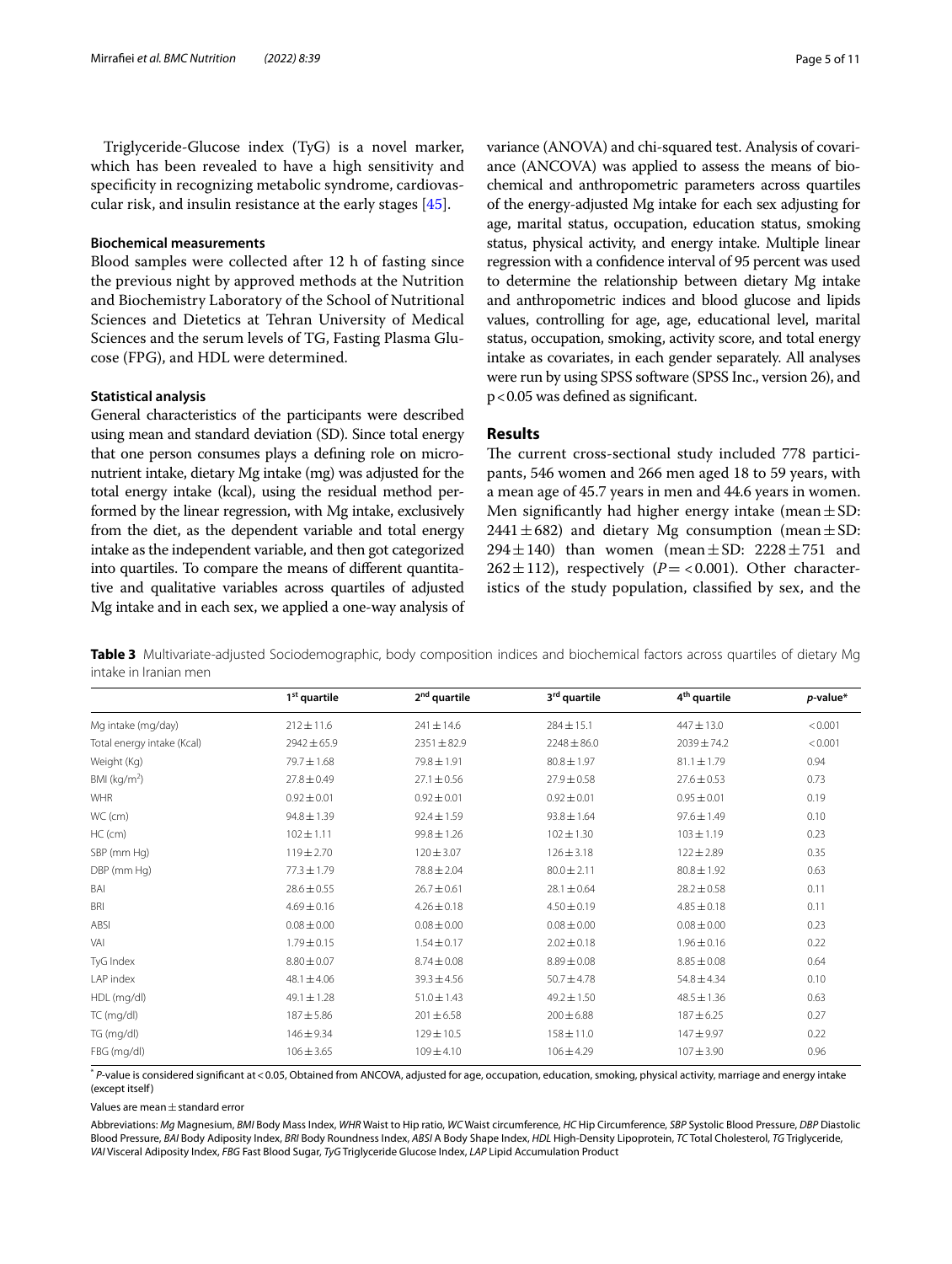Triglyceride-Glucose index (TyG) is a novel marker, which has been revealed to have a high sensitivity and specificity in recognizing metabolic syndrome, cardiovascular risk, and insulin resistance at the early stages [45].

### Biochemical measurements

Blood samples were collected after 12 h of fasting since the previous night by approved methods at the Nutrition and Biochemistry Laboratory of the School of Nutritional Sciences and Dietetics at Tehran University of Medical Sciences and the serum levels of TG, Fasting Plasma Glucose (FPG), and HDL were determined.

### Statistical analysis

General characteristics of the participants were described using mean and standard deviation (SD). Since total energy that one person consumes plays a defining role on micronutrient intake, dietary Mg intake (mg) was adjusted for the total energy intake (kcal), using the residual method performed by the linear regression, with Mg intake, exclusively from the diet, as the dependent variable and total energy intake as the independent variable, and then got categorized into quartiles. To compare the means of different quantitative and qualitative variables across quartiles of adjusted Mg intake and in each sex, we applied a one-way analysis of variance (ANOVA) and chi-squared test. Analysis of covariance (ANCOVA) was applied to assess the means of biochemical and anthropometric parameters across quartiles of the energy-adjusted Mg intake for each sex adjusting for age, marital status, occupation, education status, smoking status, physical activity, and energy intake. Multiple linear regression with a confidence interval of 95 percent was used to determine the relationship between dietary Mg intake and anthropometric indices and blood glucose and lipids values, controlling for age, age, educational level, marital status, occupation, smoking, activity score, and total energy intake as covariates, in each gender separately. All analyses were run by using SPSS software (SPSS Inc., version 26), and $p<0.05$ was defined as significant.

## Results

The current cross-sectional study included 778 participants, 546 women and 266 men aged 18 to 59 years, with a mean age of 45.7 years in men and 44.6 years in women. Men significantly had higher energy intake (mean ± SD: 2441 ± 682) and dietary Mg consumption (mean ± SD: 294 ± 140) than women (mean ± SD: 2228 ± 751 and 262 ± 112), respectively ($P= <0.001$). Other characteristics of the study population, classified by sex, and the

**Table 3** Multivariate-adjusted Sociodemographic, body composition indices and biochemical factors across quartiles of dietary Mg intake in Iranian men

| | 1st quartile | 2nd quartile | 3rd quartile | 4th quartile | *p*-value* |
|---|---|---|---|---|---|
| Mg intake (mg/day) | 212 ± 11.6 | 241 ± 14.6 | 284 ± 15.1 | 447 ± 13.0 | < 0.001 |
| Total energy intake (Kcal) | 2942 ± 65.9 | 2351 ± 82.9 | 2248 ± 86.0 | 2039 ± 74.2 | < 0.001 |
| Weight (Kg) | 79.7 ± 1.68 | 79.8 ± 1.91 | 80.8 ± 1.97 | 81.1 ± 1.79 | 0.94 |
| BMI (kg/m$^2$) | 27.8 ± 0.49 | 27.1 ± 0.56 | 27.9 ± 0.58 | 27.6 ± 0.53 | 0.73 |
| WHR | 0.92 ± 0.01 | 0.92 ± 0.01 | 0.92 ± 0.01 | 0.95 ± 0.01 | 0.19 |
| WC (cm) | 94.8 ± 1.39 | 92.4 ± 1.59 | 93.8 ± 1.64 | 97.6 ± 1.49 | 0.10 |
| HC (cm) | 102 ± 1.11 | 99.8 ± 1.26 | 102 ± 1.30 | 103 ± 1.19 | 0.23 |
| SBP (mm Hg) | 119 ± 2.70 | 120 ± 3.07 | 126 ± 3.18 | 122 ± 2.89 | 0.35 |
| DBP (mm Hg) | 77.3 ± 1.79 | 78.8 ± 2.04 | 80.0 ± 2.11 | 80.8 ± 1.92 | 0.63 |
| BAI | 28.6 ± 0.55 | 26.7 ± 0.61 | 28.1 ± 0.64 | 28.2 ± 0.58 | 0.11 |
| BRI | 4.69 ± 0.16 | 4.26 ± 0.18 | 4.50 ± 0.19 | 4.85 ± 0.18 | 0.11 |
| ABSI | 0.08 ± 0.00 | 0.08 ± 0.00 | 0.08 ± 0.00 | 0.08 ± 0.00 | 0.23 |
| VAI | 1.79 ± 0.15 | 1.54 ± 0.17 | 2.02 ± 0.18 | 1.96 ± 0.16 | 0.22 |
| TyG Index | 8.80 ± 0.07 | 8.74 ± 0.08 | 8.89 ± 0.08 | 8.85 ± 0.08 | 0.64 |
| LAP index | 48.1 ± 4.06 | 39.3 ± 4.56 | 50.7 ± 4.78 | 54.8 ± 4.34 | 0.10 |
| HDL (mg/dl) | 49.1 ± 1.28 | 51.0 ± 1.43 | 49.2 ± 1.50 | 48.5 ± 1.36 | 0.63 |
| TC (mg/dl) | 187 ± 5.86 | 201 ± 6.58 | 200 ± 6.88 | 187 ± 6.25 | 0.27 |
| TG (mg/dl) | 146 ± 9.34 | 129 ± 10.5 | 158 ± 11.0 | 147 ± 9.97 | 0.22 |
| FBG (mg/dl) | 106 ± 3.65 | 109 ± 4.10 | 106 ± 4.29 | 107 ± 3.90 | 0.96 |

* *P*-value is considered significant at < 0.05, Obtained from ANCOVA, adjusted for age, occupation, education, smoking, physical activity, marriage and energy intake (except itself)

Values are mean ± standard error

Abbreviations: *Mg* Magnesium, *BMI* Body Mass Index, *WHR* Waist to Hip ratio, *WC* Waist circumference, *HC* Hip Circumference, *SBP* Systolic Blood Pressure, *DBP* Diastolic Blood Pressure, *BAI* Body Adiposity Index, *BRI* Body Roundness Index, *ABSI* A Body Shape Index, *HDL* High-Density Lipoprotein, *TC* Total Cholesterol, *TG* Triglyceride, *VAI* Visceral Adiposity Index, *FBG* Fast Blood Sugar, *TyG* Triglyceride Glucose Index, *LAP* Lipid Accumulation Product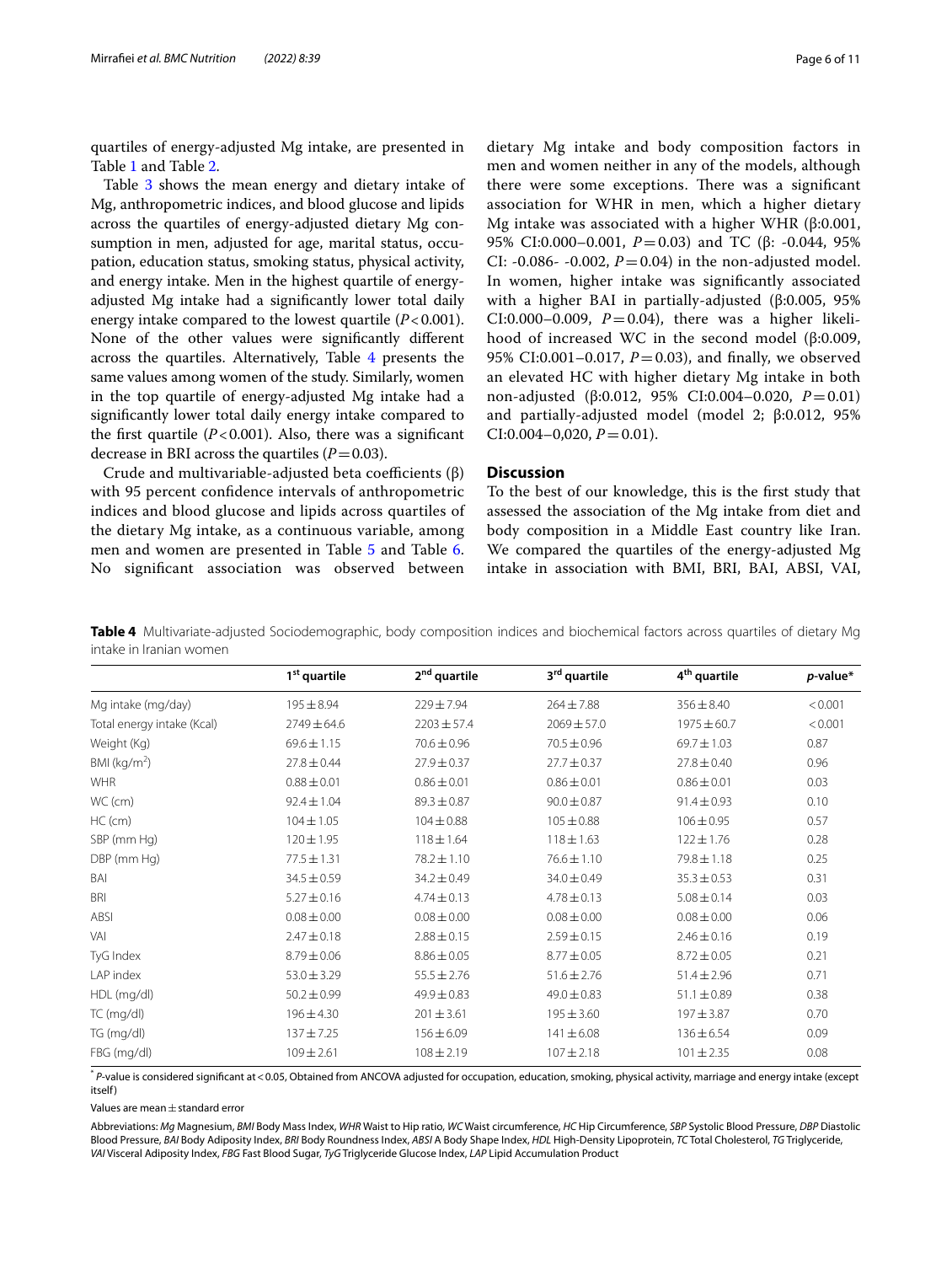quartiles of energy-adjusted Mg intake, are presented in Table 1 and Table 2.

Table 3 shows the mean energy and dietary intake of Mg, anthropometric indices, and blood glucose and lipids across the quartiles of energy-adjusted dietary Mg consumption in men, adjusted for age, marital status, occupation, education status, smoking status, physical activity, and energy intake. Men in the highest quartile of energy-adjusted Mg intake had a significantly lower total daily energy intake compared to the lowest quartile ($P<0.001$). None of the other values were significantly different across the quartiles. Alternatively, Table 4 presents the same values among women of the study. Similarly, women in the top quartile of energy-adjusted Mg intake had a significantly lower total daily energy intake compared to the first quartile ($P<0.001$). Also, there was a significant decrease in BRI across the quartiles ($P=0.03$).

Crude and multivariable-adjusted beta coefficients (β) with 95 percent confidence intervals of anthropometric indices and blood glucose and lipids across quartiles of the dietary Mg intake, as a continuous variable, among men and women are presented in Table 5 and Table 6. No significant association was observed between dietary Mg intake and body composition factors in men and women neither in any of the models, although there were some exceptions. There was a significant association for WHR in men, which a higher dietary Mg intake was associated with a higher WHR (β:0.001, 95% CI:0.000–0.001, $P=0.03$) and TC (β: -0.044, 95% CI: -0.086- -0.002, $P=0.04$) in the non-adjusted model. In women, higher intake was significantly associated with a higher BAI in partially-adjusted (β:0.005, 95% CI:0.000–0.009, $P=0.04$), there was a higher likelihood of increased WC in the second model (β:0.009, 95% CI:0.001–0.017, $P=0.03$), and finally, we observed an elevated HC with higher dietary Mg intake in both non-adjusted (β:0.012, 95% CI:0.004–0.020, $P=0.01$) and partially-adjusted model (model 2; β:0.012, 95% CI:0.004–0,020, $P=0.01$).

## Discussion

To the best of our knowledge, this is the first study that assessed the association of the Mg intake from diet and body composition in a Middle East country like Iran. We compared the quartiles of the energy-adjusted Mg intake in association with BMI, BRI, BAI, ABSI, VAI,

**Table 4** Multivariate-adjusted Sociodemographic, body composition indices and biochemical factors across quartiles of dietary Mg intake in Iranian women

| | 1st quartile | 2nd quartile | 3rd quartile | 4th quartile | *p*-value* |
|---|---|---|---|---|---|
| Mg intake (mg/day) | 195 ± 8.94 | 229 ± 7.94 | 264 ± 7.88 | 356 ± 8.40 | < 0.001 |
| Total energy intake (Kcal) | 2749 ± 64.6 | 2203 ± 57.4 | 2069 ± 57.0 | 1975 ± 60.7 | < 0.001 |
| Weight (Kg) | 69.6 ± 1.15 | 70.6 ± 0.96 | 70.5 ± 0.96 | 69.7 ± 1.03 | 0.87 |
| BMI (kg/m$^2$) | 27.8 ± 0.44 | 27.9 ± 0.37 | 27.7 ± 0.37 | 27.8 ± 0.40 | 0.96 |
| WHR | 0.88 ± 0.01 | 0.86 ± 0.01 | 0.86 ± 0.01 | 0.86 ± 0.01 | 0.03 |
| WC (cm) | 92.4 ± 1.04 | 89.3 ± 0.87 | 90.0 ± 0.87 | 91.4 ± 0.93 | 0.10 |
| HC (cm) | 104 ± 1.05 | 104 ± 0.88 | 105 ± 0.88 | 106 ± 0.95 | 0.57 |
| SBP (mm Hg) | 120 ± 1.95 | 118 ± 1.64 | 118 ± 1.63 | 122 ± 1.76 | 0.28 |
| DBP (mm Hg) | 77.5 ± 1.31 | 78.2 ± 1.10 | 76.6 ± 1.10 | 79.8 ± 1.18 | 0.25 |
| BAI | 34.5 ± 0.59 | 34.2 ± 0.49 | 34.0 ± 0.49 | 35.3 ± 0.53 | 0.31 |
| BRI | 5.27 ± 0.16 | 4.74 ± 0.13 | 4.78 ± 0.13 | 5.08 ± 0.14 | 0.03 |
| ABSI | 0.08 ± 0.00 | 0.08 ± 0.00 | 0.08 ± 0.00 | 0.08 ± 0.00 | 0.06 |
| VAI | 2.47 ± 0.18 | 2.88 ± 0.15 | 2.59 ± 0.15 | 2.46 ± 0.16 | 0.19 |
| TyG Index | 8.79 ± 0.06 | 8.86 ± 0.05 | 8.77 ± 0.05 | 8.72 ± 0.05 | 0.21 |
| LAP index | 53.0 ± 3.29 | 55.5 ± 2.76 | 51.6 ± 2.76 | 51.4 ± 2.96 | 0.71 |
| HDL (mg/dl) | 50.2 ± 0.99 | 49.9 ± 0.83 | 49.0 ± 0.83 | 51.1 ± 0.89 | 0.38 |
| TC (mg/dl) | 196 ± 4.30 | 201 ± 3.61 | 195 ± 3.60 | 197 ± 3.87 | 0.70 |
| TG (mg/dl) | 137 ± 7.25 | 156 ± 6.09 | 141 ± 6.08 | 136 ± 6.54 | 0.09 |
| FBG (mg/dl) | 109 ± 2.61 | 108 ± 2.19 | 107 ± 2.18 | 101 ± 2.35 | 0.08 |

* *P*-value is considered significant at < 0.05, Obtained from ANCOVA adjusted for occupation, education, smoking, physical activity, marriage and energy intake (except itself)

Values are mean ± standard error

Abbreviations: *Mg* Magnesium, *BMI* Body Mass Index, *WHR* Waist to Hip ratio, *WC* Waist circumference, *HC* Hip Circumference, *SBP* Systolic Blood Pressure, *DBP* Diastolic Blood Pressure, *BAI* Body Adiposity Index, *BRI* Body Roundness Index, *ABSI* A Body Shape Index, *HDL* High-Density Lipoprotein, *TC* Total Cholesterol, *TG* Triglyceride, *VAI* Visceral Adiposity Index, *FBG* Fast Blood Sugar, *TyG* Triglyceride Glucose Index, *LAP* Lipid Accumulation Product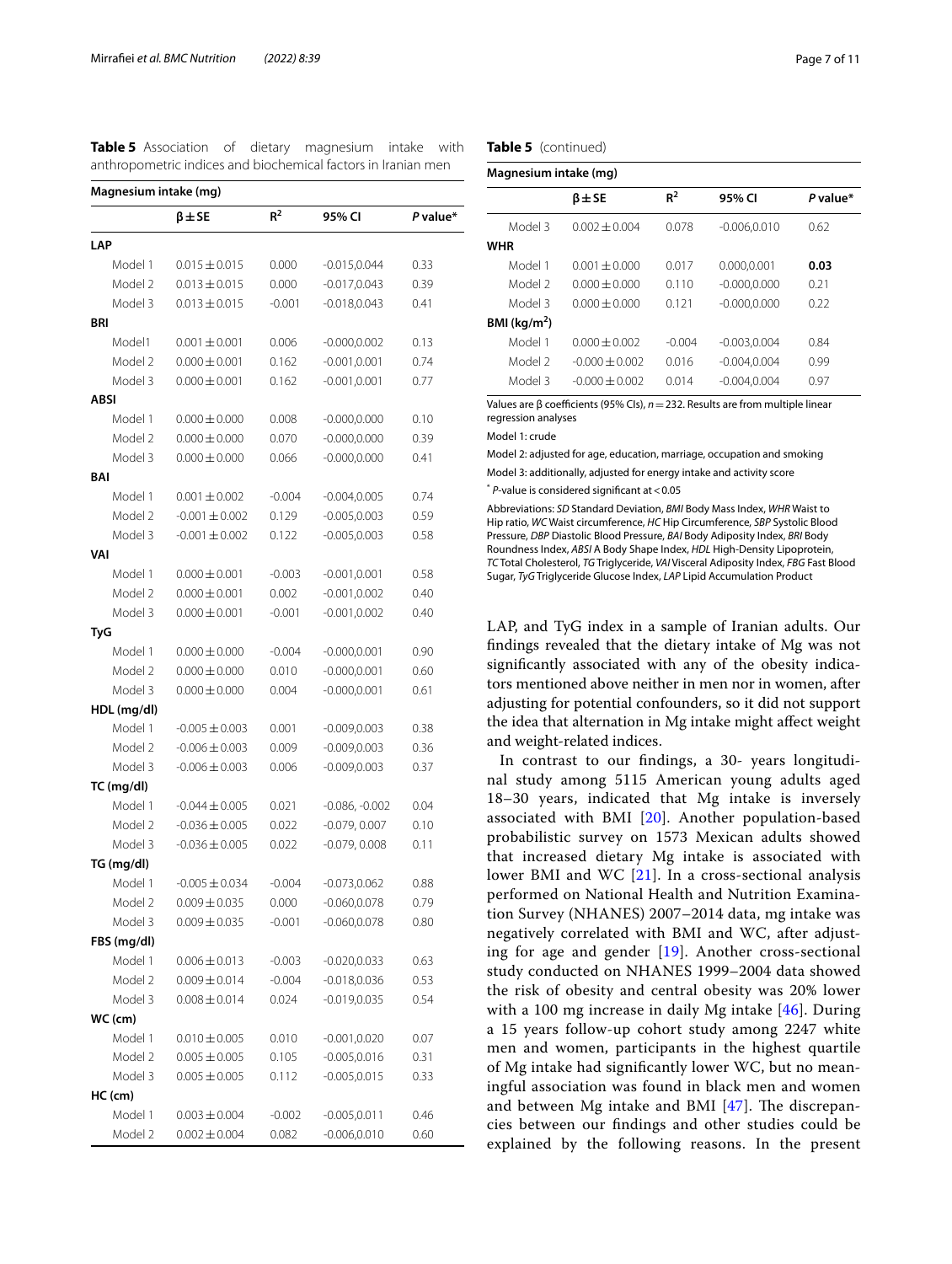**Table 5** Association of dietary magnesium intake with anthropometric indices and biochemical factors in Iranian men

| Magnesium intake (mg) | | | | |
|---|---|---|---|---|
| | β ± SE | $R^2$ | 95% CI | *P* value* |
| **LAP** | | | | |
| Model 1 | 0.015 ± 0.015 | 0.000 | -0.015,0.044 | 0.33 |
| Model 2 | 0.013 ± 0.015 | 0.000 | -0.017,0.043 | 0.39 |
| Model 3 | 0.013 ± 0.015 | -0.001 | -0.018,0.043 | 0.41 |
| **BRI** | | | | |
| Model1 | 0.001 ± 0.001 | 0.006 | -0.000,0.002 | 0.13 |
| Model 2 | 0.000 ± 0.001 | 0.162 | -0.001,0.001 | 0.74 |
| Model 3 | 0.000 ± 0.001 | 0.162 | -0.001,0.001 | 0.77 |
| **ABSI** | | | | |
| Model 1 | 0.000 ± 0.000 | 0.008 | -0.000,0.000 | 0.10 |
| Model 2 | 0.000 ± 0.000 | 0.070 | -0.000,0.000 | 0.39 |
| Model 3 | 0.000 ± 0.000 | 0.066 | -0.000,0.000 | 0.41 |
| **BAI** | | | | |
| Model 1 | 0.001 ± 0.002 | -0.004 | -0.004,0.005 | 0.74 |
| Model 2 | -0.001 ± 0.002 | 0.129 | -0.005,0.003 | 0.59 |
| Model 3 | -0.001 ± 0.002 | 0.122 | -0.005,0.003 | 0.58 |
| **VAI** | | | | |
| Model 1 | 0.000 ± 0.001 | -0.003 | -0.001,0.001 | 0.58 |
| Model 2 | 0.000 ± 0.001 | 0.002 | -0.001,0.002 | 0.40 |
| Model 3 | 0.000 ± 0.001 | -0.001 | -0.001,0.002 | 0.40 |
| **TyG** | | | | |
| Model 1 | 0.000 ± 0.000 | -0.004 | -0.000,0.001 | 0.90 |
| Model 2 | 0.000 ± 0.000 | 0.010 | -0.000,0.001 | 0.60 |
| Model 3 | 0.000 ± 0.000 | 0.004 | -0.000,0.001 | 0.61 |
| **HDL (mg/dl)** | | | | |
| Model 1 | -0.005 ± 0.003 | 0.001 | -0.009,0.003 | 0.38 |
| Model 2 | -0.006 ± 0.003 | 0.009 | -0.009,0.003 | 0.36 |
| Model 3 | -0.006 ± 0.003 | 0.006 | -0.009,0.003 | 0.37 |
| **TC (mg/dl)** | | | | |
| Model 1 | -0.044 ± 0.005 | 0.021 | -0.086, -0.002 | 0.04 |
| Model 2 | -0.036 ± 0.005 | 0.022 | -0.079, 0.007 | 0.10 |
| Model 3 | -0.036 ± 0.005 | 0.022 | -0.079, 0.008 | 0.11 |
| **TG (mg/dl)** | | | | |
| Model 1 | -0.005 ± 0.034 | -0.004 | -0.073,0.062 | 0.88 |
| Model 2 | 0.009 ± 0.035 | 0.000 | -0.060,0.078 | 0.79 |
| Model 3 | 0.009 ± 0.035 | -0.001 | -0.060,0.078 | 0.80 |
| **FBS (mg/dl)** | | | | |
| Model 1 | 0.006 ± 0.013 | -0.003 | -0.020,0.033 | 0.63 |
| Model 2 | 0.009 ± 0.014 | -0.004 | -0.018,0.036 | 0.53 |
| Model 3 | 0.008 ± 0.014 | 0.024 | -0.019,0.035 | 0.54 |
| **WC (cm)** | | | | |
| Model 1 | 0.010 ± 0.005 | 0.010 | -0.001,0.020 | 0.07 |
| Model 2 | 0.005 ± 0.005 | 0.105 | -0.005,0.016 | 0.31 |
| Model 3 | 0.005 ± 0.005 | 0.112 | -0.005,0.015 | 0.33 |
| **HC (cm)** | | | | |
| Model 1 | 0.003 ± 0.004 | -0.002 | -0.005,0.011 | 0.46 |
| Model 2 | 0.002 ± 0.004 | 0.082 | -0.006,0.010 | 0.60 |
| Model 3 | 0.002 ± 0.004 | 0.078 | -0.006,0.010 | 0.62 |
| **WHR** | | | | |
| Model 1 | 0.001 ± 0.000 | 0.017 | 0.000,0.001 | **0.03** |
| Model 2 | 0.000 ± 0.000 | 0.110 | -0.000,0.000 | 0.21 |
| Model 3 | 0.000 ± 0.000 | 0.121 | -0.000,0.000 | 0.22 |
| **BMI (kg/m²)** | | | | |
| Model 1 | 0.000 ± 0.002 | -0.004 | -0.003,0.004 | 0.84 |
| Model 2 | -0.000 ± 0.002 | 0.016 | -0.004,0.004 | 0.99 |
| Model 3 | -0.000 ± 0.002 | 0.014 | -0.004,0.004 | 0.97 |

Values are β coefficients (95% CIs), $n = 232$. Results are from multiple linear regression analyses

Model 1: crude

Model 2: adjusted for age, education, marriage, occupation and smoking

Model 3: additionally, adjusted for energy intake and activity score

\* *P*-value is considered significant at < 0.05

Abbreviations: *SD* Standard Deviation, *BMI* Body Mass Index, *WHR* Waist to Hip ratio, *WC* Waist circumference, *HC* Hip Circumference, *SBP* Systolic Blood Pressure, *DBP* Diastolic Blood Pressure, *BAI* Body Adiposity Index, *BRI* Body Roundness Index, *ABSI* A Body Shape Index, *HDL* High-Density Lipoprotein, *TC* Total Cholesterol, *TG* Triglyceride, *VAI* Visceral Adiposity Index, *FBG* Fast Blood Sugar, *TyG* Triglyceride Glucose Index, *LAP* Lipid Accumulation Product

LAP, and TyG index in a sample of Iranian adults. Our findings revealed that the dietary intake of Mg was not significantly associated with any of the obesity indicators mentioned above neither in men nor in women, after adjusting for potential confounders, so it did not support the idea that alternation in Mg intake might affect weight and weight-related indices.

In contrast to our findings, a 30- years longitudinal study among 5115 American young adults aged 18–30 years, indicated that Mg intake is inversely associated with BMI [20]. Another population-based probabilistic survey on 1573 Mexican adults showed that increased dietary Mg intake is associated with lower BMI and WC [21]. In a cross-sectional analysis performed on National Health and Nutrition Examination Survey (NHANES) 2007–2014 data, mg intake was negatively correlated with BMI and WC, after adjusting for age and gender [19]. Another cross-sectional study conducted on NHANES 1999–2004 data showed the risk of obesity and central obesity was 20% lower with a 100 mg increase in daily Mg intake [46]. During a 15 years follow-up cohort study among 2247 white men and women, participants in the highest quartile of Mg intake had significantly lower WC, but no meaningful association was found in black men and women and between Mg intake and BMI [47]. The discrepancies between our findings and other studies could be explained by the following reasons. In the present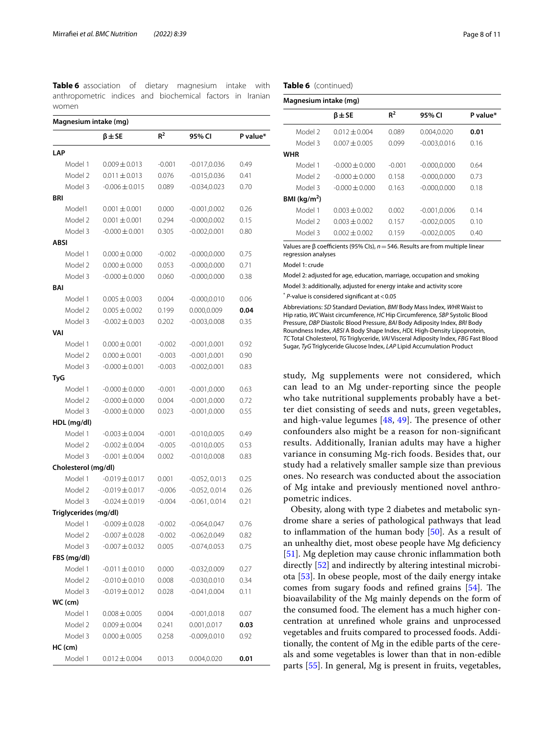**Table 6** association of dietary magnesium intake with anthropometric indices and biochemical factors in Iranian women

| Magnesium intake (mg) | | | | |
|---|---|---|---|---|
| | β ± SE | $R^2$ | 95% CI | P value* |
| **LAP** | | | | |
| Model 1 | 0.009 ± 0.013 | -0.001 | -0.017,0.036 | 0.49 |
| Model 2 | 0.011 ± 0.013 | 0.076 | -0.015,0.036 | 0.41 |
| Model 3 | -0.006 ± 0.015 | 0.089 | -0.034,0.023 | 0.70 |
| **BRI** | | | | |
| Model1 | 0.001 ± 0.001 | 0.000 | -0.001,0.002 | 0.26 |
| Model 2 | 0.001 ± 0.001 | 0.294 | -0.000,0.002 | 0.15 |
| Model 3 | -0.000 ± 0.001 | 0.305 | -0.002,0.001 | 0.80 |
| **ABSI** | | | | |
| Model 1 | 0.000 ± 0.000 | -0.002 | -0.000,0.000 | 0.75 |
| Model 2 | 0.000 ± 0.000 | 0.053 | -0.000,0.000 | 0.71 |
| Model 3 | -0.000 ± 0.000 | 0.060 | -0.000,0.000 | 0.38 |
| **BAI** | | | | |
| Model 1 | 0.005 ± 0.003 | 0.004 | -0.000,0.010 | 0.06 |
| Model 2 | 0.005 ± 0.002 | 0.199 | 0.000,0.009 | **0.04** |
| Model 3 | -0.002 ± 0.003 | 0.202 | -0.003,0.008 | 0.35 |
| **VAI** | | | | |
| Model 1 | 0.000 ± 0.001 | -0.002 | -0.001,0.001 | 0.92 |
| Model 2 | 0.000 ± 0.001 | -0.003 | -0.001,0.001 | 0.90 |
| Model 3 | -0.000 ± 0.001 | -0.003 | -0.002,0.001 | 0.83 |
| **TyG** | | | | |
| Model 1 | -0.000 ± 0.000 | -0.001 | -0.001,0.000 | 0.63 |
| Model 2 | -0.000 ± 0.000 | 0.004 | -0.001,0.000 | 0.72 |
| Model 3 | -0.000 ± 0.000 | 0.023 | -0.001,0.000 | 0.55 |
| **HDL (mg/dl)** | | | | |
| Model 1 | -0.003 ± 0.004 | -0.001 | -0.010,0.005 | 0.49 |
| Model 2 | -0.002 ± 0.004 | -0.005 | -0.010,0.005 | 0.53 |
| Model 3 | -0.001 ± 0.004 | 0.002 | -0.010,0.008 | 0.83 |
| **Cholesterol (mg/dl)** | | | | |
| Model 1 | -0.019 ± 0.017 | 0.001 | -0.052, 0.013 | 0.25 |
| Model 2 | -0.019 ± 0.017 | -0.006 | -0.052, 0.014 | 0.26 |
| Model 3 | -0.024 ± 0.019 | -0.004 | -0.061, 0.014 | 0.21 |
| **Triglycerides (mg/dl)** | | | | |
| Model 1 | -0.009 ± 0.028 | -0.002 | -0.064,0.047 | 0.76 |
| Model 2 | -0.007 ± 0.028 | -0.002 | -0.062,0.049 | 0.82 |
| Model 3 | -0.007 ± 0.032 | 0.005 | -0.074,0.053 | 0.75 |
| **FBS (mg/dl)** | | | | |
| Model 1 | -0.011 ± 0.010 | 0.000 | -0.032,0.009 | 0.27 |
| Model 2 | -0.010 ± 0.010 | 0.008 | -0.030,0.010 | 0.34 |
| Model 3 | -0.019 ± 0.012 | 0.028 | -0.041,0.004 | 0.11 |
| **WC (cm)** | | | | |
| Model 1 | 0.008 ± 0.005 | 0.004 | -0.001,0.018 | 0.07 |
| Model 2 | 0.009 ± 0.004 | 0.241 | 0.001,0.017 | **0.03** |
| Model 3 | 0.000 ± 0.005 | 0.258 | -0.009,0.010 | 0.92 |
| **HC (cm)** | | | | |
| Model 1 | 0.012 ± 0.004 | 0.013 | 0.004,0.020 | **0.01** |
| Model 2 | 0.012 ± 0.004 | 0.089 | 0.004,0.020 | **0.01** |
| Model 3 | 0.007 ± 0.005 | 0.099 | -0.003,0.016 | 0.16 |
| **WHR** | | | | |
| Model 1 | -0.000 ± 0.000 | -0.001 | -0.000,0.000 | 0.64 |
| Model 2 | -0.000 ± 0.000 | 0.158 | -0.000,0.000 | 0.73 |
| Model 3 | -0.000 ± 0.000 | 0.163 | -0.000,0.000 | 0.18 |
| **BMI (kg/m$^2$)** | | | | |
| Model 1 | 0.003 ± 0.002 | 0.002 | -0.001,0.006 | 0.14 |
| Model 2 | 0.003 ± 0.002 | 0.157 | -0.002,0.005 | 0.10 |
| Model 3 | 0.002 ± 0.002 | 0.159 | -0.002,0.005 | 0.40 |

Values are β coefficients (95% CIs), $n = 546$. Results are from multiple linear regression analyses

Model 1: crude

Model 2: adjusted for age, education, marriage, occupation and smoking

Model 3: additionally, adjusted for energy intake and activity score

* *P*-value is considered significant at < 0.05

Abbreviations: *SD* Standard Deviation, *BMI* Body Mass Index, *WHR* Waist to Hip ratio, *WC* Waist circumference, *HC* Hip Circumference, *SBP* Systolic Blood Pressure, *DBP* Diastolic Blood Pressure, *BAI* Body Adiposity Index, *BRI* Body Roundness Index, *ABSI* A Body Shape Index, *HDL* High-Density Lipoprotein, *TC* Total Cholesterol, *TG* Triglyceride, *VAI* Visceral Adiposity Index, *FBG* Fast Blood Sugar, *TyG* Triglyceride Glucose Index, *LAP* Lipid Accumulation Product

study, Mg supplements were not considered, which can lead to an Mg under-reporting since the people who take nutritional supplements probably have a better diet consisting of seeds and nuts, green vegetables, and high-value legumes [48, 49]. The presence of other confounders also might be a reason for non-significant results. Additionally, Iranian adults may have a higher variance in consuming Mg-rich foods. Besides that, our study had a relatively smaller sample size than previous ones. No research was conducted about the association of Mg intake and previously mentioned novel anthropometric indices.

Obesity, along with type 2 diabetes and metabolic syndrome share a series of pathological pathways that lead to inflammation of the human body [50]. As a result of an unhealthy diet, most obese people have Mg deficiency [51]. Mg depletion may cause chronic inflammation both directly [52] and indirectly by altering intestinal microbiota [53]. In obese people, most of the daily energy intake comes from sugary foods and refined grains [54]. The bioavailability of the Mg mainly depends on the form of the consumed food. The element has a much higher concentration at unrefined whole grains and unprocessed vegetables and fruits compared to processed foods. Additionally, the content of Mg in the edible parts of the cereals and some vegetables is lower than that in non-edible parts [55]. In general, Mg is present in fruits, vegetables,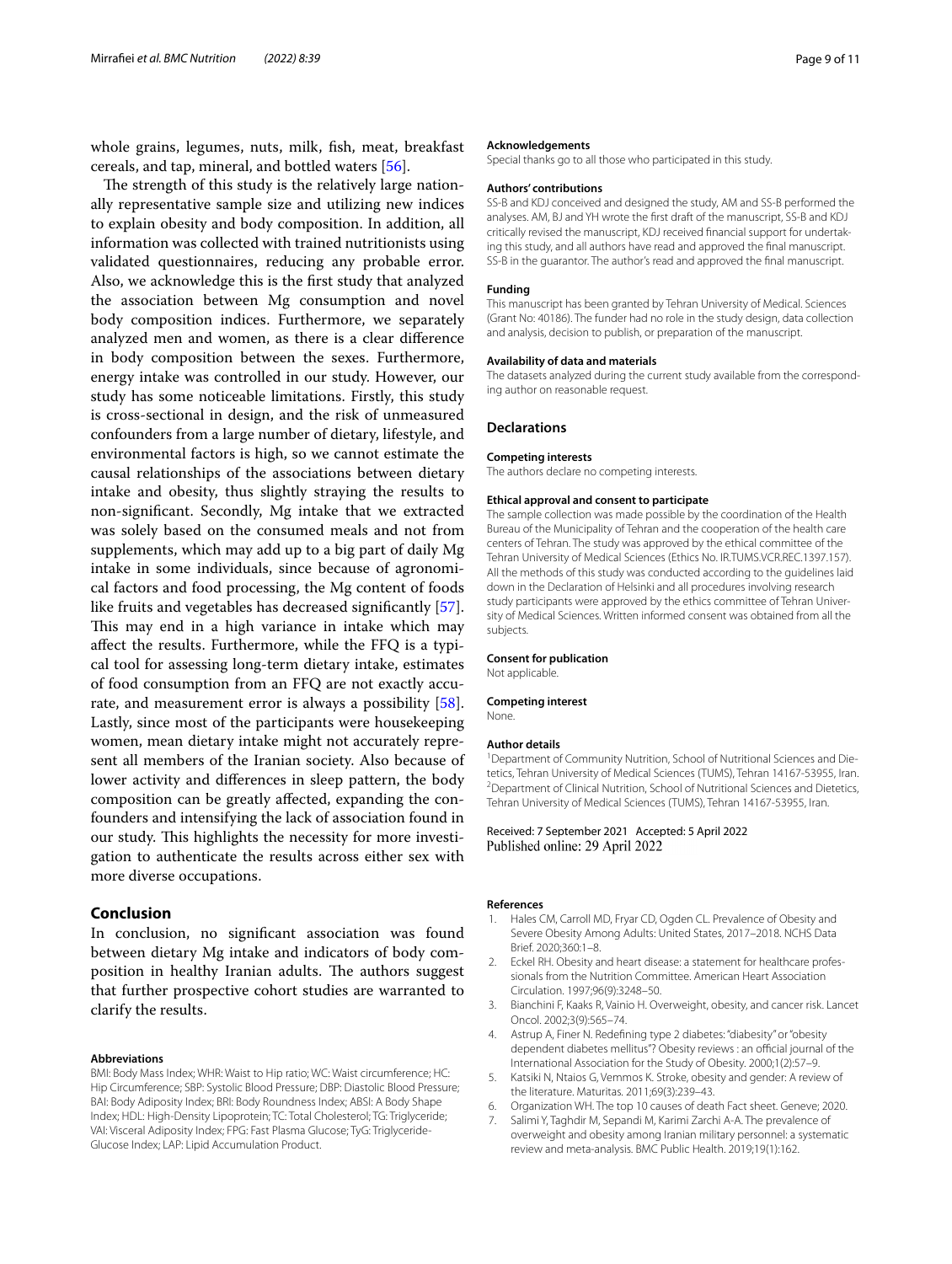whole grains, legumes, nuts, milk, fish, meat, breakfast cereals, and tap, mineral, and bottled waters [56].

The strength of this study is the relatively large nationally representative sample size and utilizing new indices to explain obesity and body composition. In addition, all information was collected with trained nutritionists using validated questionnaires, reducing any probable error. Also, we acknowledge this is the first study that analyzed the association between Mg consumption and novel body composition indices. Furthermore, we separately analyzed men and women, as there is a clear difference in body composition between the sexes. Furthermore, energy intake was controlled in our study. However, our study has some noticeable limitations. Firstly, this study is cross-sectional in design, and the risk of unmeasured confounders from a large number of dietary, lifestyle, and environmental factors is high, so we cannot estimate the causal relationships of the associations between dietary intake and obesity, thus slightly straying the results to non-significant. Secondly, Mg intake that we extracted was solely based on the consumed meals and not from supplements, which may add up to a big part of daily Mg intake in some individuals, since because of agronomical factors and food processing, the Mg content of foods like fruits and vegetables has decreased significantly [57]. This may end in a high variance in intake which may affect the results. Furthermore, while the FFQ is a typical tool for assessing long-term dietary intake, estimates of food consumption from an FFQ are not exactly accurate, and measurement error is always a possibility [58]. Lastly, since most of the participants were housekeeping women, mean dietary intake might not accurately represent all members of the Iranian society. Also because of lower activity and differences in sleep pattern, the body composition can be greatly affected, expanding the confounders and intensifying the lack of association found in our study. This highlights the necessity for more investigation to authenticate the results across either sex with more diverse occupations.

## Conclusion

In conclusion, no significant association was found between dietary Mg intake and indicators of body composition in healthy Iranian adults. The authors suggest that further prospective cohort studies are warranted to clarify the results.

#### Abbreviations

BMI: Body Mass Index; WHR: Waist to Hip ratio; WC: Waist circumference; HC: Hip Circumference; SBP: Systolic Blood Pressure; DBP: Diastolic Blood Pressure; BAI: Body Adiposity Index; BRI: Body Roundness Index; ABSI: A Body Shape Index; HDL: High-Density Lipoprotein; TC: Total Cholesterol; TG: Triglyceride; VAI: Visceral Adiposity Index; FPG: Fast Plasma Glucose; TyG: Triglyceride-Glucose Index; LAP: Lipid Accumulation Product.

#### Acknowledgements

Special thanks go to all those who participated in this study.

#### Authors' contributions

SS-B and KDJ conceived and designed the study, AM and SS-B performed the analyses. AM, BJ and YH wrote the first draft of the manuscript, SS-B and KDJ critically revised the manuscript, KDJ received financial support for undertaking this study, and all authors have read and approved the final manuscript. SS-B in the guarantor. The author's read and approved the final manuscript.

#### Funding

This manuscript has been granted by Tehran University of Medical. Sciences (Grant No: 40186). The funder had no role in the study design, data collection and analysis, decision to publish, or preparation of the manuscript.

#### Availability of data and materials

The datasets analyzed during the current study available from the corresponding author on reasonable request.

### Declarations

#### Competing interests

The authors declare no competing interests.

#### Ethical approval and consent to participate

The sample collection was made possible by the coordination of the Health Bureau of the Municipality of Tehran and the cooperation of the health care centers of Tehran. The study was approved by the ethical committee of the Tehran University of Medical Sciences (Ethics No. IR.TUMS.VCR.REC.1397.157). All the methods of this study was conducted according to the guidelines laid down in the Declaration of Helsinki and all procedures involving research study participants were approved by the ethics committee of Tehran University of Medical Sciences. Written informed consent was obtained from all the subjects.

#### Consent for publication

Not applicable.

#### Competing interest

None.

#### Author details

[1]Department of Community Nutrition, School of Nutritional Sciences and Dietetics, Tehran University of Medical Sciences (TUMS), Tehran 14167-53955, Iran. [2]Department of Clinical Nutrition, School of Nutritional Sciences and Dietetics, Tehran University of Medical Sciences (TUMS), Tehran 14167-53955, Iran.

Received: 7 September 2021 Accepted: 5 April 2022
Published online: 29 April 2022

#### References

1. Hales CM, Carroll MD, Fryar CD, Ogden CL. Prevalence of Obesity and Severe Obesity Among Adults: United States, 2017–2018. NCHS Data Brief. 2020;360:1–8.
2. Eckel RH. Obesity and heart disease: a statement for healthcare professionals from the Nutrition Committee. American Heart Association Circulation. 1997;96(9):3248–50.
3. Bianchini F, Kaaks R, Vainio H. Overweight, obesity, and cancer risk. Lancet Oncol. 2002;3(9):565–74.
4. Astrup A, Finer N. Redefining type 2 diabetes: "diabesity" or "obesity dependent diabetes mellitus"? Obesity reviews : an official journal of the International Association for the Study of Obesity. 2000;1(2):57–9.
5. Katsiki N, Ntaios G, Vemmos K. Stroke, obesity and gender: A review of the literature. Maturitas. 2011;69(3):239–43.
6. Organization WH. The top 10 causes of death Fact sheet. Geneve; 2020.
7. Salimi Y, Taghdir M, Sepandi M, Karimi Zarchi A-A. The prevalence of overweight and obesity among Iranian military personnel: a systematic review and meta-analysis. BMC Public Health. 2019;19(1):162.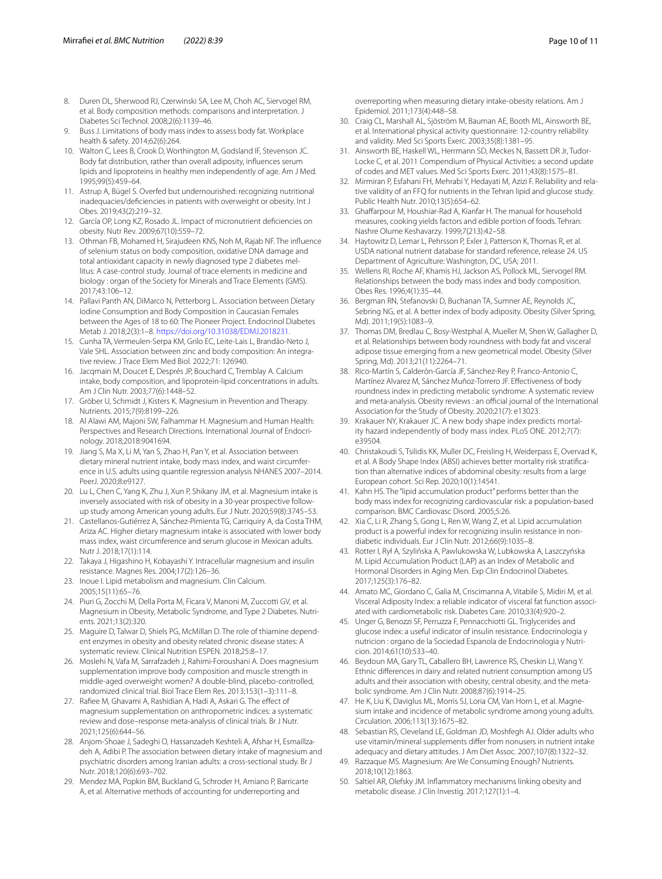8. Duren DL, Sherwood RJ, Czerwinski SA, Lee M, Choh AC, Siervogel RM, et al. Body composition methods: comparisons and interpretation. J Diabetes Sci Technol. 2008;2(6):1139–46.
9. Buss J. Limitations of body mass index to assess body fat. Workplace health & safety. 2014;62(6):264.
10. Walton C, Lees B, Crook D, Worthington M, Godsland IF, Stevenson JC. Body fat distribution, rather than overall adiposity, influences serum lipids and lipoproteins in healthy men independently of age. Am J Med. 1995;99(5):459–64.
11. Astrup A, Bügel S. Overfed but undernourished: recognizing nutritional inadequacies/deficiencies in patients with overweight or obesity. Int J Obes. 2019;43(2):219–32.
12. García OP, Long KZ, Rosado JL. Impact of micronutrient deficiencies on obesity. Nutr Rev. 2009;67(10):559–72.
13. Othman FB, Mohamed H, Sirajudeen KNS, Noh M, Rajab NF. The influence of selenium status on body composition, oxidative DNA damage and total antioxidant capacity in newly diagnosed type 2 diabetes mellitus: A case-control study. Journal of trace elements in medicine and biology : organ of the Society for Minerals and Trace Elements (GMS). 2017;43:106–12.
14. Pallavi Panth AN, DiMarco N, Petterborg L. Association between Dietary Iodine Consumption and Body Composition in Caucasian Females between the Ages of 18 to 60: The Pioneer Project. Endocrinol Diabetes Metab J. 2018;2(3):1–8. https://doi.org/10.31038/EDMJ.2018231.
15. Cunha TA, Vermeulen-Serpa KM, Grilo EC, Leite-Lais L, Brandão-Neto J, Vale SHL. Association between zinc and body composition: An integrative review. J Trace Elem Med Biol. 2022;71: 126940.
16. Jacqmain M, Doucet E, Després JP, Bouchard C, Tremblay A. Calcium intake, body composition, and lipoprotein-lipid concentrations in adults. Am J Clin Nutr. 2003;77(6):1448–52.
17. Gröber U, Schmidt J, Kisters K. Magnesium in Prevention and Therapy. Nutrients. 2015;7(9):8199–226.
18. Al Alawi AM, Majoni SW, Falhammar H. Magnesium and Human Health: Perspectives and Research Directions. International Journal of Endocrinology. 2018;2018:9041694.
19. Jiang S, Ma X, Li M, Yan S, Zhao H, Pan Y, et al. Association between dietary mineral nutrient intake, body mass index, and waist circumference in U.S. adults using quantile regression analysis NHANES 2007–2014. PeerJ. 2020;8:e9127.
20. Lu L, Chen C, Yang K, Zhu J, Xun P, Shikany JM, et al. Magnesium intake is inversely associated with risk of obesity in a 30-year prospective follow-up study among American young adults. Eur J Nutr. 2020;59(8):3745–53.
21. Castellanos-Gutiérrez A, Sánchez-Pimienta TG, Carriquiry A, da Costa THM, Ariza AC. Higher dietary magnesium intake is associated with lower body mass index, waist circumference and serum glucose in Mexican adults. Nutr J. 2018;17(1):114.
22. Takaya J, Higashino H, Kobayashi Y. Intracellular magnesium and insulin resistance. Magnes Res. 2004;17(2):126–36.
23. Inoue I. Lipid metabolism and magnesium. Clin Calcium. 2005;15(11):65–76.
24. Piuri G, Zocchi M, Della Porta M, Ficara V, Manoni M, Zuccotti GV, et al. Magnesium in Obesity, Metabolic Syndrome, and Type 2 Diabetes. Nutrients. 2021;13(2):320.
25. Maguire D, Talwar D, Shiels PG, McMillan D. The role of thiamine dependent enzymes in obesity and obesity related chronic disease states: A systematic review. Clinical Nutrition ESPEN. 2018;25:8–17.
26. Moslehi N, Vafa M, Sarrafzadeh J, Rahimi-Foroushani A. Does magnesium supplementation improve body composition and muscle strength in middle-aged overweight women? A double-blind, placebo-controlled, randomized clinical trial. Biol Trace Elem Res. 2013;153(1–3):111–8.
27. Rafiee M, Ghavami A, Rashidian A, Hadi A, Askari G. The effect of magnesium supplementation on anthropometric indices: a systematic review and dose–response meta-analysis of clinical trials. Br J Nutr. 2021;125(6):644–56.
28. Anjom-Shoae J, Sadeghi O, Hassanzadeh Keshteli A, Afshar H, Esmaillzadeh A, Adibi P. The association between dietary intake of magnesium and psychiatric disorders among Iranian adults: a cross-sectional study. Br J Nutr. 2018;120(6):693–702.
29. Mendez MA, Popkin BM, Buckland G, Schroder H, Amiano P, Barricarte A, et al. Alternative methods of accounting for underreporting and overreporting when measuring dietary intake-obesity relations. Am J Epidemiol. 2011;173(4):448–58.
30. Craig CL, Marshall AL, Sjöström M, Bauman AE, Booth ML, Ainsworth BE, et al. International physical activity questionnaire: 12-country reliability and validity. Med Sci Sports Exerc. 2003;35(8):1381–95.
31. Ainsworth BE, Haskell WL, Herrmann SD, Meckes N, Bassett DR Jr, Tudor-Locke C, et al. 2011 Compendium of Physical Activities: a second update of codes and MET values. Med Sci Sports Exerc. 2011;43(8):1575–81.
32. Mirmiran P, Esfahani FH, Mehrabi Y, Hedayati M, Azizi F. Reliability and relative validity of an FFQ for nutrients in the Tehran lipid and glucose study. Public Health Nutr. 2010;13(5):654–62.
33. Ghaffarpour M, Houshiar-Rad A, Kianfar H. The manual for household measures, cooking yields factors and edible portion of foods. Tehran: Nashre Olume Keshavarzy. 1999;7(213):42–58.
34. Haytowitz D, Lemar L, Pehrsson P, Exler J, Patterson K, Thomas R, et al. USDA national nutrient database for standard reference, release 24. US Department of Agriculture: Washington, DC, USA; 2011.
35. Wellens RI, Roche AF, Khamis HJ, Jackson AS, Pollock ML, Siervogel RM. Relationships between the body mass index and body composition. Obes Res. 1996;4(1):35–44.
36. Bergman RN, Stefanovski D, Buchanan TA, Sumner AE, Reynolds JC, Sebring NG, et al. A better index of body adiposity. Obesity (Silver Spring, Md). 2011;19(5):1083–9.
37. Thomas DM, Bredlau C, Bosy-Westphal A, Mueller M, Shen W, Gallagher D, et al. Relationships between body roundness with body fat and visceral adipose tissue emerging from a new geometrical model. Obesity (Silver Spring, Md). 2013;21(11):2264–71.
38. Rico-Martín S, Calderón-García JF, Sánchez-Rey P, Franco-Antonio C, Martínez Alvarez M, Sánchez Muñoz-Torrero JF. Effectiveness of body roundness index in predicting metabolic syndrome: A systematic review and meta-analysis. Obesity reviews : an official journal of the International Association for the Study of Obesity. 2020;21(7): e13023.
39. Krakauer NY, Krakauer JC. A new body shape index predicts mortality hazard independently of body mass index. PLoS ONE. 2012;7(7): e39504.
40. Christakoudi S, Tsilidis KK, Muller DC, Freisling H, Weiderpass E, Overvad K, et al. A Body Shape Index (ABSI) achieves better mortality risk stratification than alternative indices of abdominal obesity: results from a large European cohort. Sci Rep. 2020;10(1):14541.
41. Kahn HS. The "lipid accumulation product" performs better than the body mass index for recognizing cardiovascular risk: a population-based comparison. BMC Cardiovasc Disord. 2005;5:26.
42. Xia C, Li R, Zhang S, Gong L, Ren W, Wang Z, et al. Lipid accumulation product is a powerful index for recognizing insulin resistance in non-diabetic individuals. Eur J Clin Nutr. 2012;66(9):1035–8.
43. Rotter I, Rył A, Szylińska A, Pawlukowska W, Lubkowska A, Laszczyńska M. Lipid Accumulation Product (LAP) as an Index of Metabolic and Hormonal Disorders in Aging Men. Exp Clin Endocrinol Diabetes. 2017;125(3):176–82.
44. Amato MC, Giordano C, Galia M, Criscimanna A, Vitabile S, Midiri M, et al. Visceral Adiposity Index: a reliable indicator of visceral fat function associated with cardiometabolic risk. Diabetes Care. 2010;33(4):920–2.
45. Unger G, Benozzi SF, Perruzza F, Pennacchiotti GL. Triglycerides and glucose index: a useful indicator of insulin resistance. Endocrinologia y nutricion : organo de la Sociedad Espanola de Endocrinologia y Nutricion. 2014;61(10):533–40.
46. Beydoun MA, Gary TL, Caballero BH, Lawrence RS, Cheskin LJ, Wang Y. Ethnic differences in dairy and related nutrient consumption among US adults and their association with obesity, central obesity, and the metabolic syndrome. Am J Clin Nutr. 2008;87(6):1914–25.
47. He K, Liu K, Daviglus ML, Morris SJ, Loria CM, Van Horn L, et al. Magnesium intake and incidence of metabolic syndrome among young adults. Circulation. 2006;113(13):1675–82.
48. Sebastian RS, Cleveland LE, Goldman JD, Moshfegh AJ. Older adults who use vitamin/mineral supplements differ from nonusers in nutrient intake adequacy and dietary attitudes. J Am Diet Assoc. 2007;107(8):1322–32.
49. Razzaque MS. Magnesium: Are We Consuming Enough? Nutrients. 2018;10(12):1863.
50. Saltiel AR, Olefsky JM. Inflammatory mechanisms linking obesity and metabolic disease. J Clin Investig. 2017;127(1):1–4.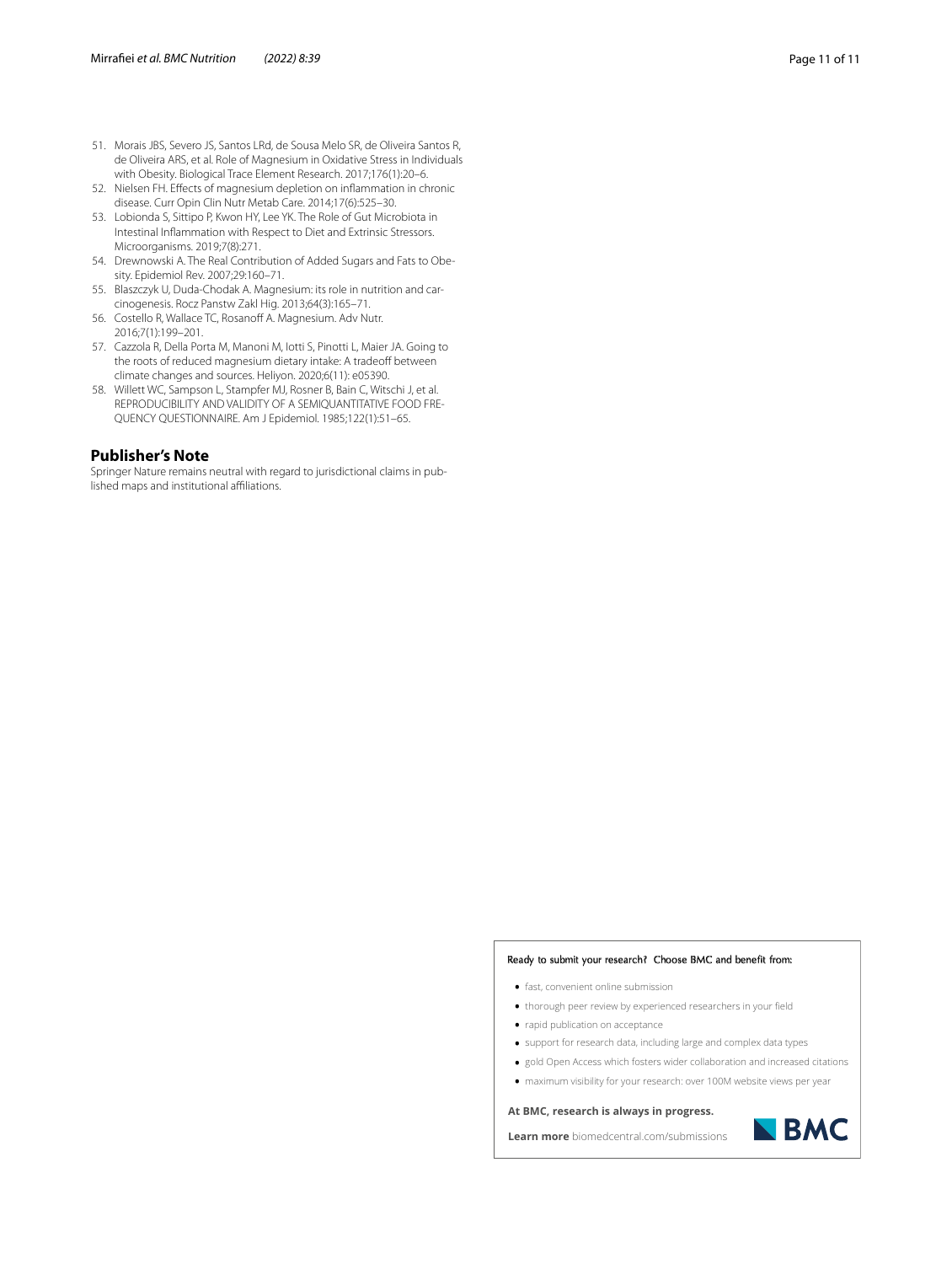51. Morais JBS, Severo JS, Santos LRd, de Sousa Melo SR, de Oliveira Santos R, de Oliveira ARS, et al. Role of Magnesium in Oxidative Stress in Individuals with Obesity. Biological Trace Element Research. 2017;176(1):20–6.
52. Nielsen FH. Effects of magnesium depletion on inflammation in chronic disease. Curr Opin Clin Nutr Metab Care. 2014;17(6):525–30.
53. Lobionda S, Sittipo P, Kwon HY, Lee YK. The Role of Gut Microbiota in Intestinal Inflammation with Respect to Diet and Extrinsic Stressors. Microorganisms. 2019;7(8):271.
54. Drewnowski A. The Real Contribution of Added Sugars and Fats to Obesity. Epidemiol Rev. 2007;29:160–71.
55. Blaszczyk U, Duda-Chodak A. Magnesium: its role in nutrition and carcinogenesis. Rocz Panstw Zakl Hig. 2013;64(3):165–71.
56. Costello R, Wallace TC, Rosanoff A. Magnesium. Adv Nutr. 2016;7(1):199–201.
57. Cazzola R, Della Porta M, Manoni M, Iotti S, Pinotti L, Maier JA. Going to the roots of reduced magnesium dietary intake: A tradeoff between climate changes and sources. Heliyon. 2020;6(11): e05390.
58. Willett WC, Sampson L, Stampfer MJ, Rosner B, Bain C, Witschi J, et al. REPRODUCIBILITY AND VALIDITY OF A SEMIQUANTITATIVE FOOD FREQUENCY QUESTIONNAIRE. Am J Epidemiol. 1985;122(1):51–65.

## Publisher's Note

Springer Nature remains neutral with regard to jurisdictional claims in published maps and institutional affiliations.

Ready to submit your research? Choose BMC and benefit from:

- fast, convenient online submission
- thorough peer review by experienced researchers in your field
- rapid publication on acceptance
- support for research data, including large and complex data types
- gold Open Access which fosters wider collaboration and increased citations
- maximum visibility for your research: over 100M website views per year

**At BMC, research is always in progress.**

**Learn more** biomedcentral.com/submissions

BMC